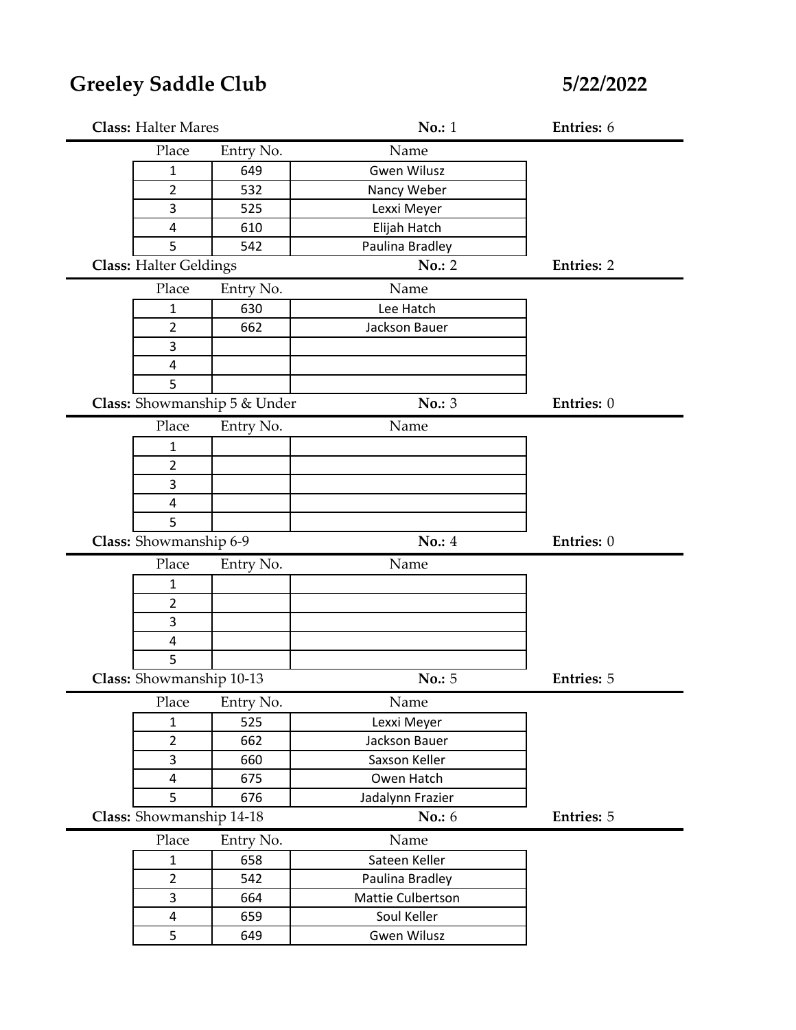# Greeley Saddle Club

**5/22/2022**

**Class:** Halter Mares **No.:** 1 **Entries:** 6

| Place | Entry No. | Name |
|---|---|---|
| 1 | 649 | Gwen Wilusz |
| 2 | 532 | Nancy Weber |
| 3 | 525 | Lexxi Meyer |
| 4 | 610 | Elijah Hatch |
| 5 | 542 | Paulina Bradley |

**Class:** Halter Geldings **No.:** 2 **Entries:** 2

| Place | Entry No. | Name |
|---|---|---|
| 1 | 630 | Lee Hatch |
| 2 | 662 | Jackson Bauer |
| 3 | | |
| 4 | | |
| 5 | | |

**Class:** Showmanship 5 & Under **No.:** 3 **Entries:** 0

| Place | Entry No. | Name |
|---|---|---|
| 1 | | |
| 2 | | |
| 3 | | |
| 4 | | |
| 5 | | |

**Class:** Showmanship 6-9 **No.:** 4 **Entries:** 0

| Place | Entry No. | Name |
|---|---|---|
| 1 | | |
| 2 | | |
| 3 | | |
| 4 | | |
| 5 | | |

**Class:** Showmanship 10-13 **No.:** 5 **Entries:** 5

| Place | Entry No. | Name |
|---|---|---|
| 1 | 525 | Lexxi Meyer |
| 2 | 662 | Jackson Bauer |
| 3 | 660 | Saxson Keller |
| 4 | 675 | Owen Hatch |
| 5 | 676 | Jadalynn Frazier |

**Class:** Showmanship 14-18 **No.:** 6 **Entries:** 5

| Place | Entry No. | Name |
|---|---|---|
| 1 | 658 | Sateen Keller |
| 2 | 542 | Paulina Bradley |
| 3 | 664 | Mattie Culbertson |
| 4 | 659 | Soul Keller |
| 5 | 649 | Gwen Wilusz |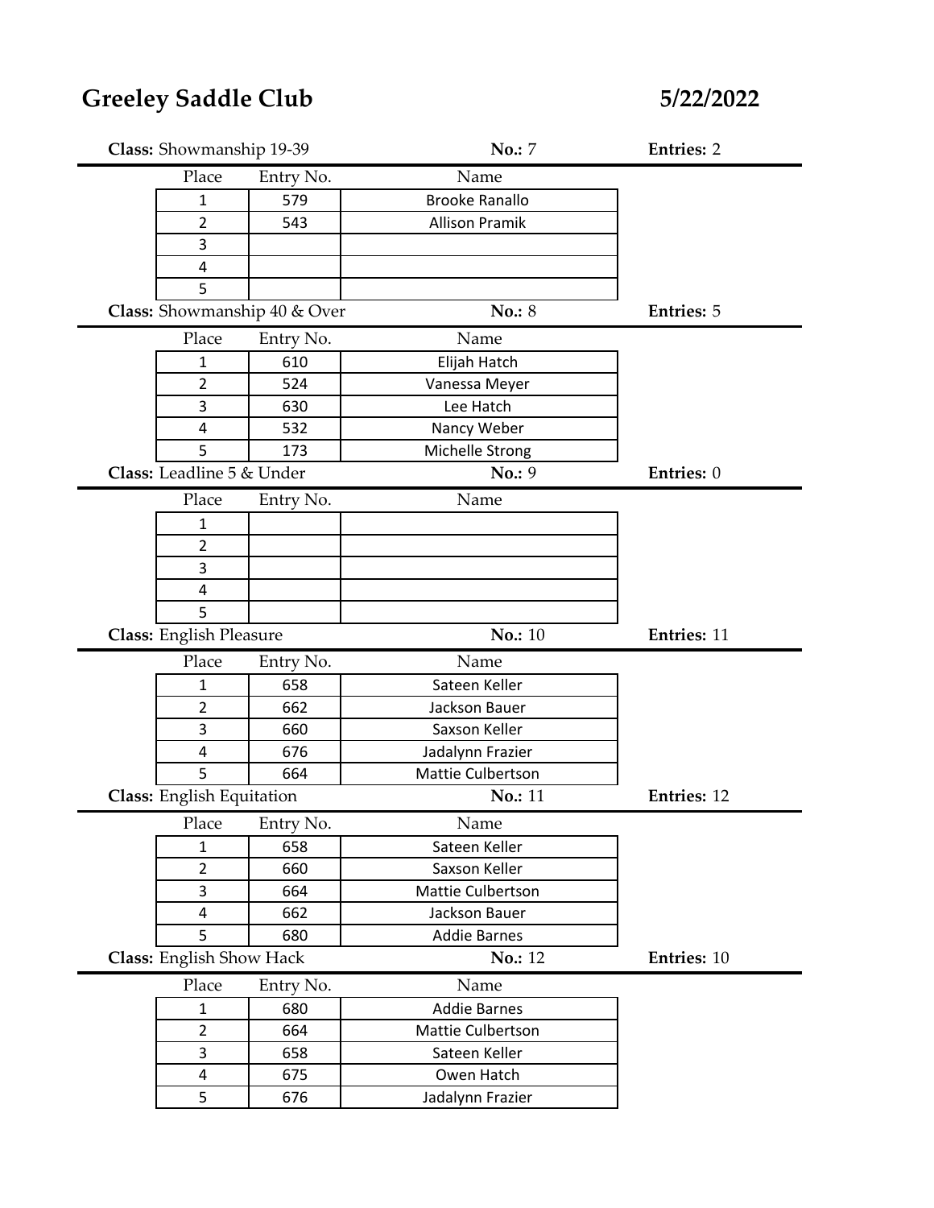# Greeley Saddle Club

**5/22/2022**

**Class:** Showmanship 19-39 **No.:** 7 **Entries:** 2

| Place | Entry No. | Name |
|---|---|---|
| 1 | 579 | Brooke Ranallo |
| 2 | 543 | Allison Pramik |
| 3 | | |
| 4 | | |
| 5 | | |

**Class:** Showmanship 40 & Over **No.:** 8 **Entries:** 5

| Place | Entry No. | Name |
|---|---|---|
| 1 | 610 | Elijah Hatch |
| 2 | 524 | Vanessa Meyer |
| 3 | 630 | Lee Hatch |
| 4 | 532 | Nancy Weber |
| 5 | 173 | Michelle Strong |

**Class:** Leadline 5 & Under **No.:** 9 **Entries:** 0

| Place | Entry No. | Name |
|---|---|---|
| 1 | | |
| 2 | | |
| 3 | | |
| 4 | | |
| 5 | | |

**Class:** English Pleasure **No.:** 10 **Entries:** 11

| Place | Entry No. | Name |
|---|---|---|
| 1 | 658 | Sateen Keller |
| 2 | 662 | Jackson Bauer |
| 3 | 660 | Saxson Keller |
| 4 | 676 | Jadalynn Frazier |
| 5 | 664 | Mattie Culbertson |

**Class:** English Equitation **No.:** 11 **Entries:** 12

| Place | Entry No. | Name |
|---|---|---|
| 1 | 658 | Sateen Keller |
| 2 | 660 | Saxson Keller |
| 3 | 664 | Mattie Culbertson |
| 4 | 662 | Jackson Bauer |
| 5 | 680 | Addie Barnes |

**Class:** English Show Hack **No.:** 12 **Entries:** 10

| Place | Entry No. | Name |
|---|---|---|
| 1 | 680 | Addie Barnes |
| 2 | 664 | Mattie Culbertson |
| 3 | 658 | Sateen Keller |
| 4 | 675 | Owen Hatch |
| 5 | 676 | Jadalynn Frazier |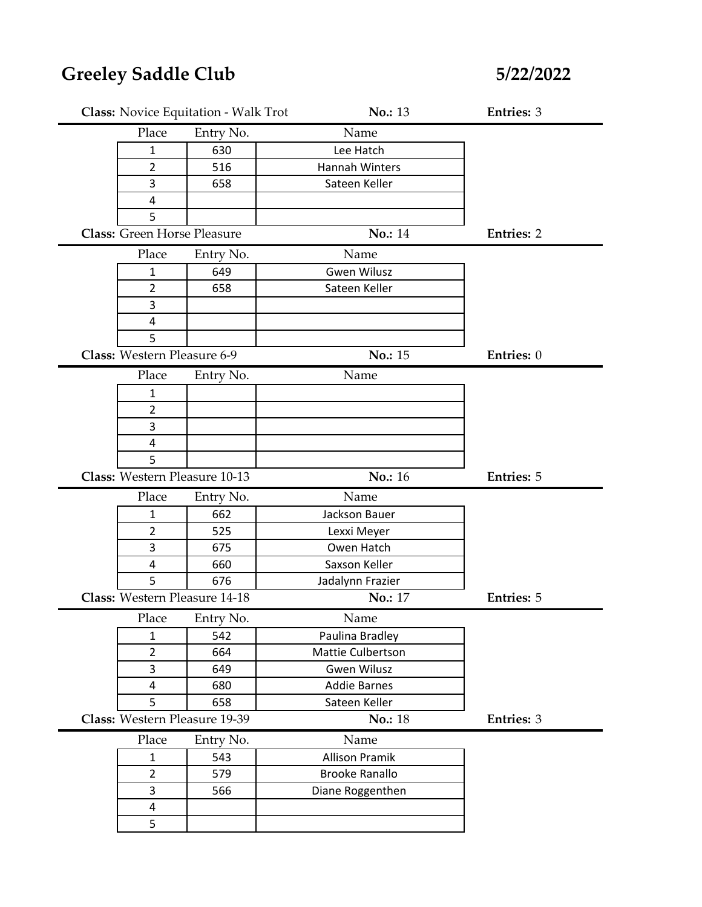# Greeley Saddle Club

**5/22/2022**

**Class:** Novice Equitation - Walk Trot **No.:** 13 **Entries:** 3

| Place | Entry No. | Name |
|---|---|---|
| 1 | 630 | Lee Hatch |
| 2 | 516 | Hannah Winters |
| 3 | 658 | Sateen Keller |
| 4 | | |
| 5 | | |

**Class:** Green Horse Pleasure **No.:** 14 **Entries:** 2

| Place | Entry No. | Name |
|---|---|---|
| 1 | 649 | Gwen Wilusz |
| 2 | 658 | Sateen Keller |
| 3 | | |
| 4 | | |
| 5 | | |

**Class:** Western Pleasure 6-9 **No.:** 15 **Entries:** 0

| Place | Entry No. | Name |
|---|---|---|
| 1 | | |
| 2 | | |
| 3 | | |
| 4 | | |
| 5 | | |

**Class:** Western Pleasure 10-13 **No.:** 16 **Entries:** 5

| Place | Entry No. | Name |
|---|---|---|
| 1 | 662 | Jackson Bauer |
| 2 | 525 | Lexxi Meyer |
| 3 | 675 | Owen Hatch |
| 4 | 660 | Saxson Keller |
| 5 | 676 | Jadalynn Frazier |

**Class:** Western Pleasure 14-18 **No.:** 17 **Entries:** 5

| Place | Entry No. | Name |
|---|---|---|
| 1 | 542 | Paulina Bradley |
| 2 | 664 | Mattie Culbertson |
| 3 | 649 | Gwen Wilusz |
| 4 | 680 | Addie Barnes |
| 5 | 658 | Sateen Keller |

**Class:** Western Pleasure 19-39 **No.:** 18 **Entries:** 3

| Place | Entry No. | Name |
|---|---|---|
| 1 | 543 | Allison Pramik |
| 2 | 579 | Brooke Ranallo |
| 3 | 566 | Diane Roggenthen |
| 4 | | |
| 5 | | |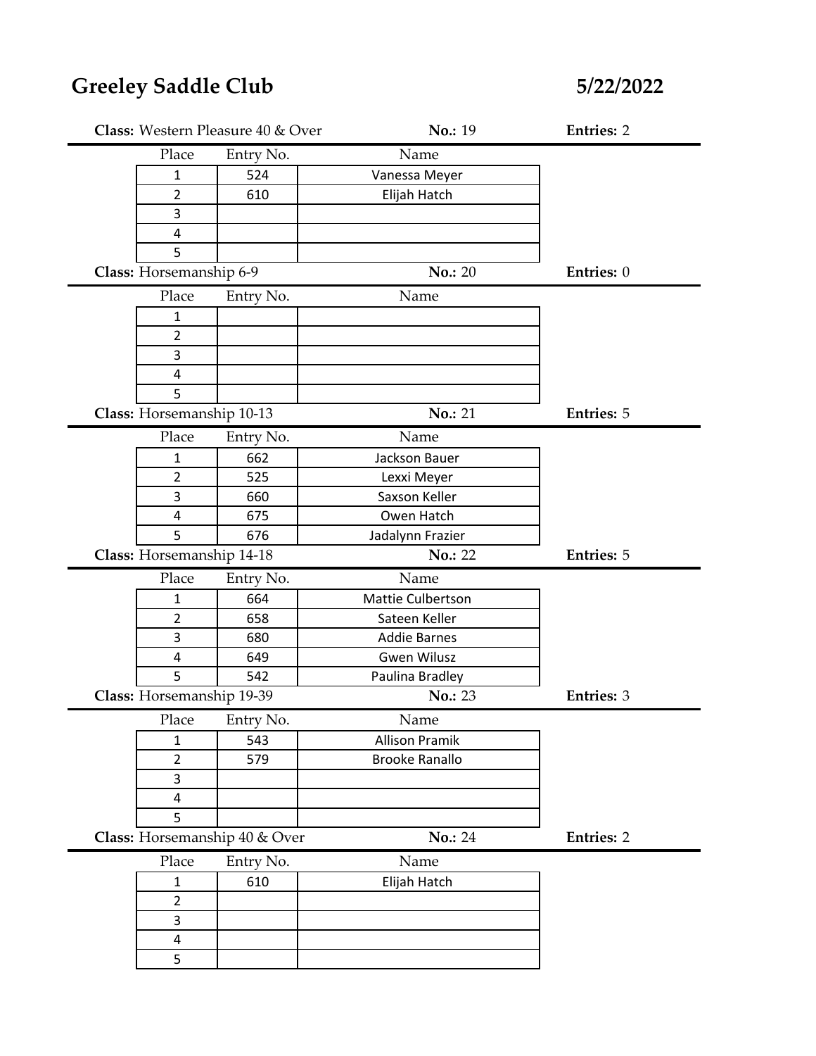# Greeley Saddle Club

**5/22/2022**

**Class:** Western Pleasure 40 & Over **No.:** 19 **Entries:** 2

| Place | Entry No. | Name |
|---|---|---|
| 1 | 524 | Vanessa Meyer |
| 2 | 610 | Elijah Hatch |
| 3 | | |
| 4 | | |
| 5 | | |

**Class:** Horsemanship 6-9 **No.:** 20 **Entries:** 0

| Place | Entry No. | Name |
|---|---|---|
| 1 | | |
| 2 | | |
| 3 | | |
| 4 | | |
| 5 | | |

**Class:** Horsemanship 10-13 **No.:** 21 **Entries:** 5

| Place | Entry No. | Name |
|---|---|---|
| 1 | 662 | Jackson Bauer |
| 2 | 525 | Lexxi Meyer |
| 3 | 660 | Saxson Keller |
| 4 | 675 | Owen Hatch |
| 5 | 676 | Jadalynn Frazier |

**Class:** Horsemanship 14-18 **No.:** 22 **Entries:** 5

| Place | Entry No. | Name |
|---|---|---|
| 1 | 664 | Mattie Culbertson |
| 2 | 658 | Sateen Keller |
| 3 | 680 | Addie Barnes |
| 4 | 649 | Gwen Wilusz |
| 5 | 542 | Paulina Bradley |

**Class:** Horsemanship 19-39 **No.:** 23 **Entries:** 3

| Place | Entry No. | Name |
|---|---|---|
| 1 | 543 | Allison Pramik |
| 2 | 579 | Brooke Ranallo |
| 3 | | |
| 4 | | |
| 5 | | |

**Class:** Horsemanship 40 & Over **No.:** 24 **Entries:** 2

| Place | Entry No. | Name |
|---|---|---|
| 1 | 610 | Elijah Hatch |
| 2 | | |
| 3 | | |
| 4 | | |
| 5 | | |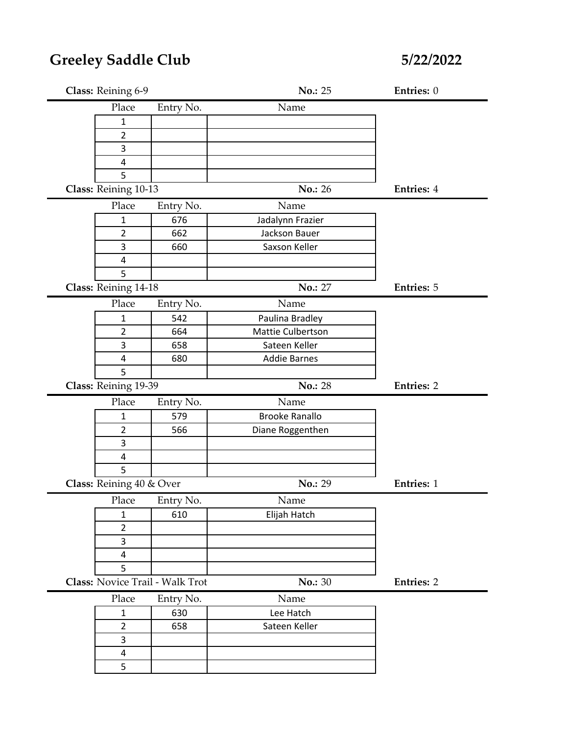# Greeley Saddle Club

**5/22/2022**

**Class:** Reining 6-9 **No.:** 25 **Entries:** 0

| Place | Entry No. | Name |
|---|---|---|
| 1 | | |
| 2 | | |
| 3 | | |
| 4 | | |
| 5 | | |

**Class:** Reining 10-13 **No.:** 26 **Entries:** 4

| Place | Entry No. | Name |
|---|---|---|
| 1 | 676 | Jadalynn Frazier |
| 2 | 662 | Jackson Bauer |
| 3 | 660 | Saxson Keller |
| 4 | | |
| 5 | | |

**Class:** Reining 14-18 **No.:** 27 **Entries:** 5

| Place | Entry No. | Name |
|---|---|---|
| 1 | 542 | Paulina Bradley |
| 2 | 664 | Mattie Culbertson |
| 3 | 658 | Sateen Keller |
| 4 | 680 | Addie Barnes |
| 5 | | |

**Class:** Reining 19-39 **No.:** 28 **Entries:** 2

| Place | Entry No. | Name |
|---|---|---|
| 1 | 579 | Brooke Ranallo |
| 2 | 566 | Diane Roggenthen |
| 3 | | |
| 4 | | |
| 5 | | |

**Class:** Reining 40 & Over **No.:** 29 **Entries:** 1

| Place | Entry No. | Name |
|---|---|---|
| 1 | 610 | Elijah Hatch |
| 2 | | |
| 3 | | |
| 4 | | |
| 5 | | |

**Class:** Novice Trail - Walk Trot **No.:** 30 **Entries:** 2

| Place | Entry No. | Name |
|---|---|---|
| 1 | 630 | Lee Hatch |
| 2 | 658 | Sateen Keller |
| 3 | | |
| 4 | | |
| 5 | | |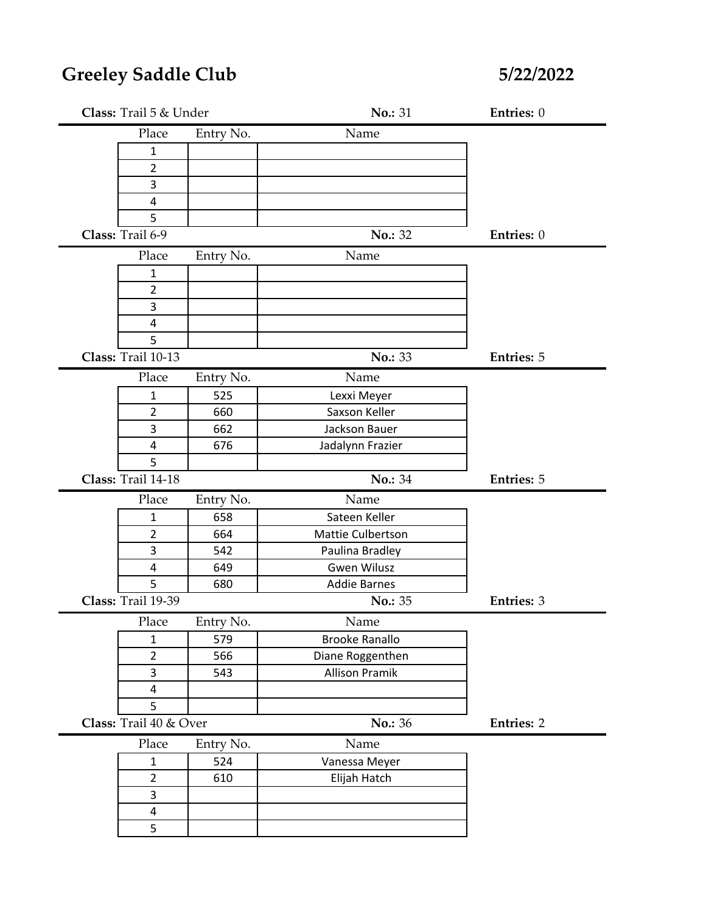# Greeley Saddle Club

**5/22/2022**

**Class:** Trail 5 & Under **No.:** 31 **Entries:** 0

| Place | Entry No. | Name |
|---|---|---|
| 1 | | |
| 2 | | |
| 3 | | |
| 4 | | |
| 5 | | |

**Class:** Trail 6-9 **No.:** 32 **Entries:** 0

| Place | Entry No. | Name |
|---|---|---|
| 1 | | |
| 2 | | |
| 3 | | |
| 4 | | |
| 5 | | |

**Class:** Trail 10-13 **No.:** 33 **Entries:** 5

| Place | Entry No. | Name |
|---|---|---|
| 1 | 525 | Lexxi Meyer |
| 2 | 660 | Saxson Keller |
| 3 | 662 | Jackson Bauer |
| 4 | 676 | Jadalynn Frazier |
| 5 | | |

**Class:** Trail 14-18 **No.:** 34 **Entries:** 5

| Place | Entry No. | Name |
|---|---|---|
| 1 | 658 | Sateen Keller |
| 2 | 664 | Mattie Culbertson |
| 3 | 542 | Paulina Bradley |
| 4 | 649 | Gwen Wilusz |
| 5 | 680 | Addie Barnes |

**Class:** Trail 19-39 **No.:** 35 **Entries:** 3

| Place | Entry No. | Name |
|---|---|---|
| 1 | 579 | Brooke Ranallo |
| 2 | 566 | Diane Roggenthen |
| 3 | 543 | Allison Pramik |
| 4 | | |
| 5 | | |

**Class:** Trail 40 & Over **No.:** 36 **Entries:** 2

| Place | Entry No. | Name |
|---|---|---|
| 1 | 524 | Vanessa Meyer |
| 2 | 610 | Elijah Hatch |
| 3 | | |
| 4 | | |
| 5 | | |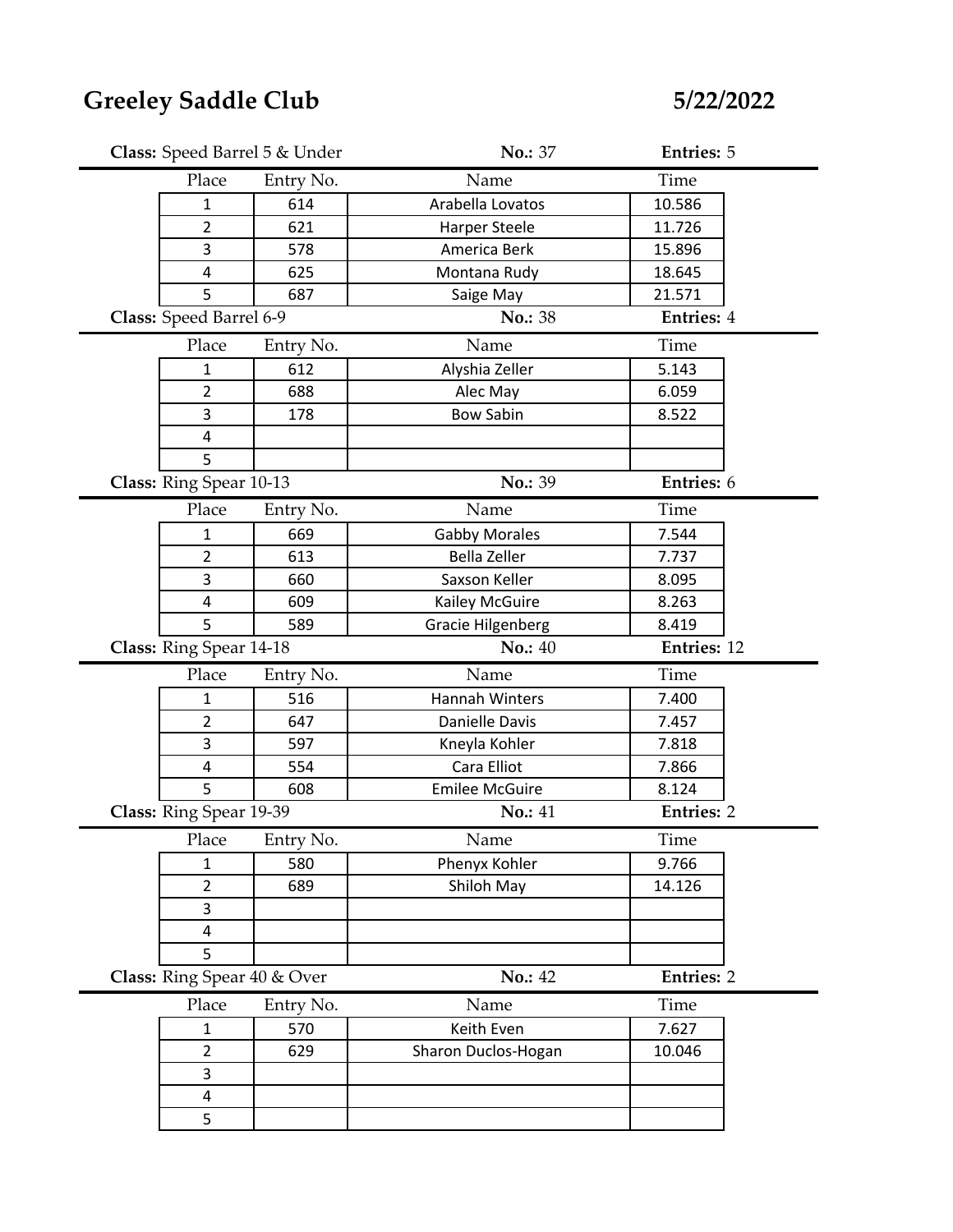# Greeley Saddle Club

**5/22/2022**

**Class:** Speed Barrel 5 & Under **No.:** 37 **Entries:** 5

| Place | Entry No. | Name | Time |
|---|---|---|---|
| 1 | 614 | Arabella Lovatos | 10.586 |
| 2 | 621 | Harper Steele | 11.726 |
| 3 | 578 | America Berk | 15.896 |
| 4 | 625 | Montana Rudy | 18.645 |
| 5 | 687 | Saige May | 21.571 |

**Class:** Speed Barrel 6-9 **No.:** 38 **Entries:** 4

| Place | Entry No. | Name | Time |
|---|---|---|---|
| 1 | 612 | Alyshia Zeller | 5.143 |
| 2 | 688 | Alec May | 6.059 |
| 3 | 178 | Bow Sabin | 8.522 |
| 4 | | | |
| 5 | | | |

**Class:** Ring Spear 10-13 **No.:** 39 **Entries:** 6

| Place | Entry No. | Name | Time |
|---|---|---|---|
| 1 | 669 | Gabby Morales | 7.544 |
| 2 | 613 | Bella Zeller | 7.737 |
| 3 | 660 | Saxson Keller | 8.095 |
| 4 | 609 | Kailey McGuire | 8.263 |
| 5 | 589 | Gracie Hilgenberg | 8.419 |

**Class:** Ring Spear 14-18 **No.:** 40 **Entries:** 12

| Place | Entry No. | Name | Time |
|---|---|---|---|
| 1 | 516 | Hannah Winters | 7.400 |
| 2 | 647 | Danielle Davis | 7.457 |
| 3 | 597 | Kneyla Kohler | 7.818 |
| 4 | 554 | Cara Elliot | 7.866 |
| 5 | 608 | Emilee McGuire | 8.124 |

**Class:** Ring Spear 19-39 **No.:** 41 **Entries:** 2

| Place | Entry No. | Name | Time |
|---|---|---|---|
| 1 | 580 | Phenyx Kohler | 9.766 |
| 2 | 689 | Shiloh May | 14.126 |
| 3 | | | |
| 4 | | | |
| 5 | | | |

**Class:** Ring Spear 40 & Over **No.:** 42 **Entries:** 2

| Place | Entry No. | Name | Time |
|---|---|---|---|
| 1 | 570 | Keith Even | 7.627 |
| 2 | 629 | Sharon Duclos-Hogan | 10.046 |
| 3 | | | |
| 4 | | | |
| 5 | | | |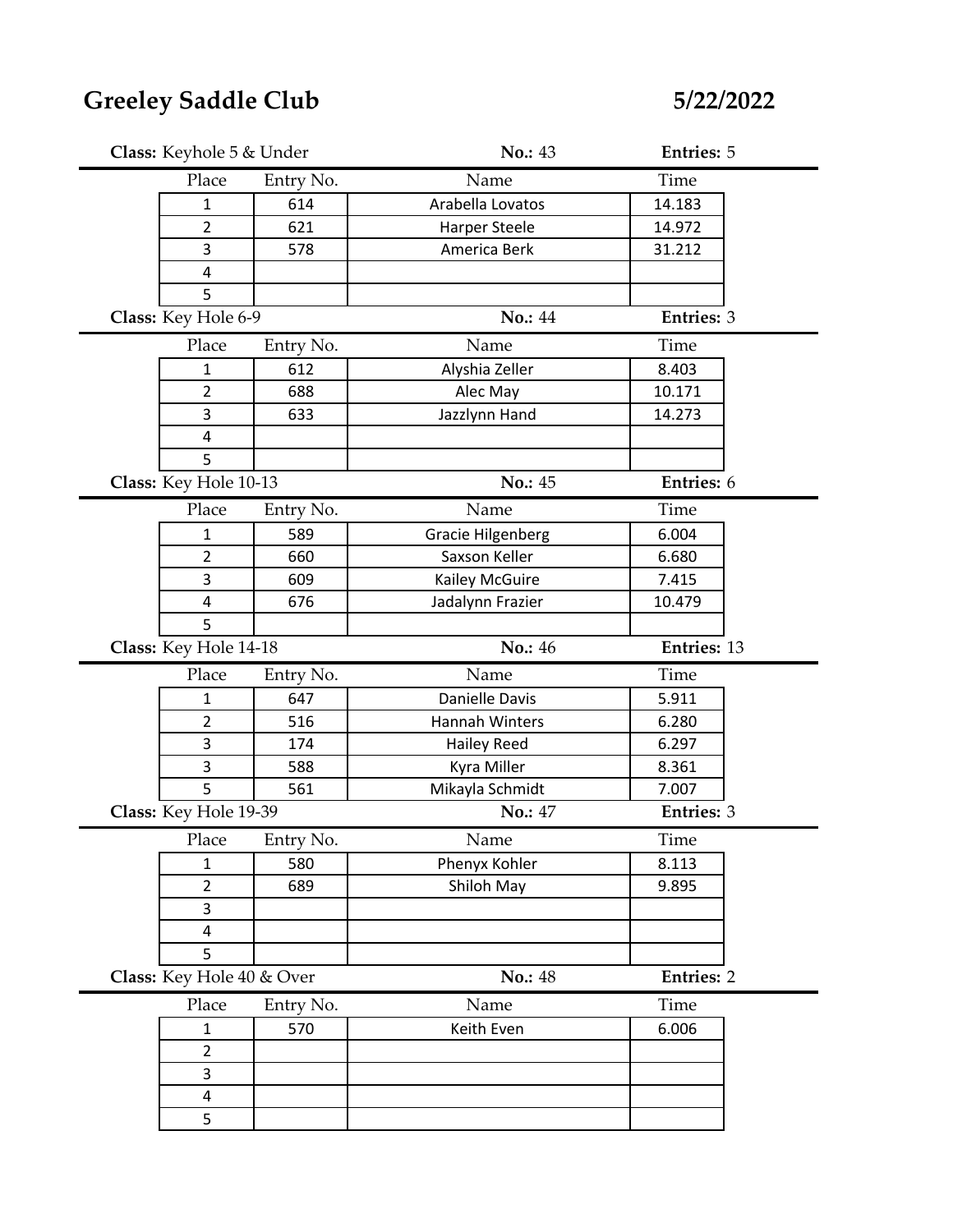# Greeley Saddle Club

**5/22/2022**

**Class:** Keyhole 5 & Under **No.:** 43 **Entries:** 5

| Place | Entry No. | Name | Time |
|---|---|---|---|
| 1 | 614 | Arabella Lovatos | 14.183 |
| 2 | 621 | Harper Steele | 14.972 |
| 3 | 578 | America Berk | 31.212 |
| 4 | | | |
| 5 | | | |

**Class:** Key Hole 6-9 **No.:** 44 **Entries:** 3

| Place | Entry No. | Name | Time |
|---|---|---|---|
| 1 | 612 | Alyshia Zeller | 8.403 |
| 2 | 688 | Alec May | 10.171 |
| 3 | 633 | Jazzlynn Hand | 14.273 |
| 4 | | | |
| 5 | | | |

**Class:** Key Hole 10-13 **No.:** 45 **Entries:** 6

| Place | Entry No. | Name | Time |
|---|---|---|---|
| 1 | 589 | Gracie Hilgenberg | 6.004 |
| 2 | 660 | Saxson Keller | 6.680 |
| 3 | 609 | Kailey McGuire | 7.415 |
| 4 | 676 | Jadalynn Frazier | 10.479 |
| 5 | | | |

**Class:** Key Hole 14-18 **No.:** 46 **Entries:** 13

| Place | Entry No. | Name | Time |
|---|---|---|---|
| 1 | 647 | Danielle Davis | 5.911 |
| 2 | 516 | Hannah Winters | 6.280 |
| 3 | 174 | Hailey Reed | 6.297 |
| 3 | 588 | Kyra Miller | 8.361 |
| 5 | 561 | Mikayla Schmidt | 7.007 |

**Class:** Key Hole 19-39 **No.:** 47 **Entries:** 3

| Place | Entry No. | Name | Time |
|---|---|---|---|
| 1 | 580 | Phenyx Kohler | 8.113 |
| 2 | 689 | Shiloh May | 9.895 |
| 3 | | | |
| 4 | | | |
| 5 | | | |

**Class:** Key Hole 40 & Over **No.:** 48 **Entries:** 2

| Place | Entry No. | Name | Time |
|---|---|---|---|
| 1 | 570 | Keith Even | 6.006 |
| 2 | | | |
| 3 | | | |
| 4 | | | |
| 5 | | | |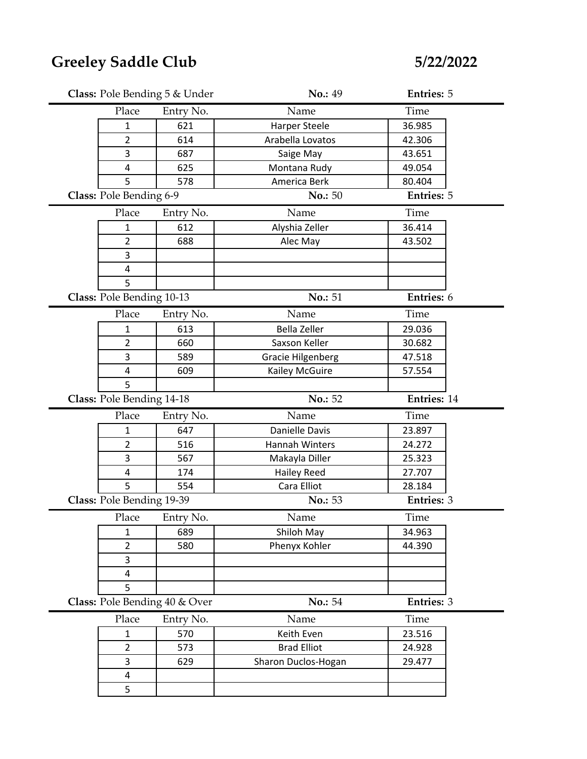# Greeley Saddle Club

**5/22/2022**

**Class:** Pole Bending 5 & Under **No.:** 49 **Entries:** 5

| Place | Entry No. | Name | Time |
|---|---|---|---|
| 1 | 621 | Harper Steele | 36.985 |
| 2 | 614 | Arabella Lovatos | 42.306 |
| 3 | 687 | Saige May | 43.651 |
| 4 | 625 | Montana Rudy | 49.054 |
| 5 | 578 | America Berk | 80.404 |

**Class:** Pole Bending 6-9 **No.:** 50 **Entries:** 5

| Place | Entry No. | Name | Time |
|---|---|---|---|
| 1 | 612 | Alyshia Zeller | 36.414 |
| 2 | 688 | Alec May | 43.502 |
| 3 | | | |
| 4 | | | |
| 5 | | | |

**Class:** Pole Bending 10-13 **No.:** 51 **Entries:** 6

| Place | Entry No. | Name | Time |
|---|---|---|---|
| 1 | 613 | Bella Zeller | 29.036 |
| 2 | 660 | Saxson Keller | 30.682 |
| 3 | 589 | Gracie Hilgenberg | 47.518 |
| 4 | 609 | Kailey McGuire | 57.554 |
| 5 | | | |

**Class:** Pole Bending 14-18 **No.:** 52 **Entries:** 14

| Place | Entry No. | Name | Time |
|---|---|---|---|
| 1 | 647 | Danielle Davis | 23.897 |
| 2 | 516 | Hannah Winters | 24.272 |
| 3 | 567 | Makayla Diller | 25.323 |
| 4 | 174 | Hailey Reed | 27.707 |
| 5 | 554 | Cara Elliot | 28.184 |

**Class:** Pole Bending 19-39 **No.:** 53 **Entries:** 3

| Place | Entry No. | Name | Time |
|---|---|---|---|
| 1 | 689 | Shiloh May | 34.963 |
| 2 | 580 | Phenyx Kohler | 44.390 |
| 3 | | | |
| 4 | | | |
| 5 | | | |

**Class:** Pole Bending 40 & Over **No.:** 54 **Entries:** 3

| Place | Entry No. | Name | Time |
|---|---|---|---|
| 1 | 570 | Keith Even | 23.516 |
| 2 | 573 | Brad Elliot | 24.928 |
| 3 | 629 | Sharon Duclos-Hogan | 29.477 |
| 4 | | | |
| 5 | | | |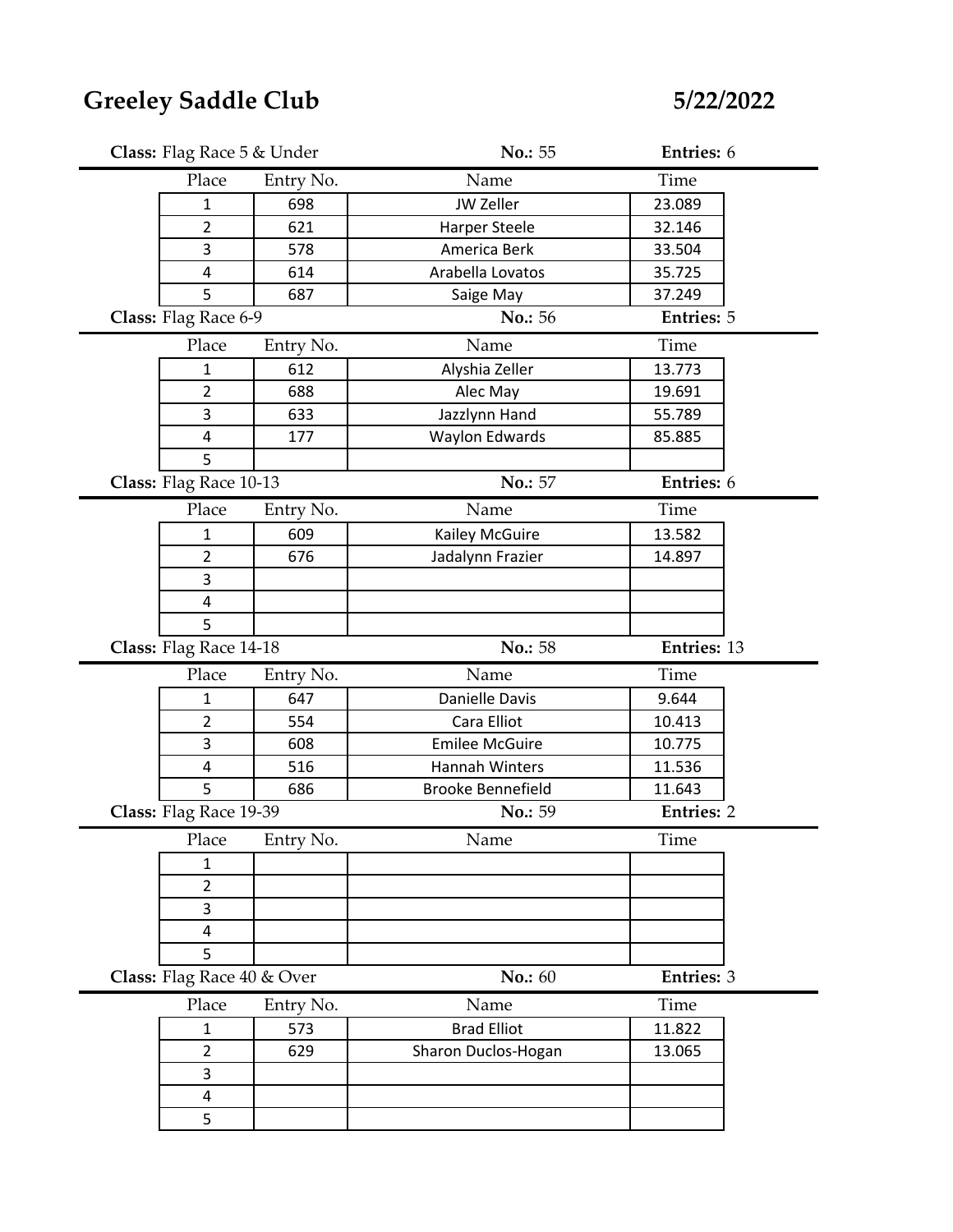# Greeley Saddle Club

**5/22/2022**

**Class:** Flag Race 5 & Under **No.:** 55 **Entries:** 6

| Place | Entry No. | Name | Time |
|---|---|---|---|
| 1 | 698 | JW Zeller | 23.089 |
| 2 | 621 | Harper Steele | 32.146 |
| 3 | 578 | America Berk | 33.504 |
| 4 | 614 | Arabella Lovatos | 35.725 |
| 5 | 687 | Saige May | 37.249 |

**Class:** Flag Race 6-9 **No.:** 56 **Entries:** 5

| Place | Entry No. | Name | Time |
|---|---|---|---|
| 1 | 612 | Alyshia Zeller | 13.773 |
| 2 | 688 | Alec May | 19.691 |
| 3 | 633 | Jazzlynn Hand | 55.789 |
| 4 | 177 | Waylon Edwards | 85.885 |
| 5 | | | |

**Class:** Flag Race 10-13 **No.:** 57 **Entries:** 6

| Place | Entry No. | Name | Time |
|---|---|---|---|
| 1 | 609 | Kailey McGuire | 13.582 |
| 2 | 676 | Jadalynn Frazier | 14.897 |
| 3 | | | |
| 4 | | | |
| 5 | | | |

**Class:** Flag Race 14-18 **No.:** 58 **Entries:** 13

| Place | Entry No. | Name | Time |
|---|---|---|---|
| 1 | 647 | Danielle Davis | 9.644 |
| 2 | 554 | Cara Elliot | 10.413 |
| 3 | 608 | Emilee McGuire | 10.775 |
| 4 | 516 | Hannah Winters | 11.536 |
| 5 | 686 | Brooke Bennefield | 11.643 |

**Class:** Flag Race 19-39 **No.:** 59 **Entries:** 2

| Place | Entry No. | Name | Time |
|---|---|---|---|
| 1 | | | |
| 2 | | | |
| 3 | | | |
| 4 | | | |
| 5 | | | |

**Class:** Flag Race 40 & Over **No.:** 60 **Entries:** 3

| Place | Entry No. | Name | Time |
|---|---|---|---|
| 1 | 573 | Brad Elliot | 11.822 |
| 2 | 629 | Sharon Duclos-Hogan | 13.065 |
| 3 | | | |
| 4 | | | |
| 5 | | | |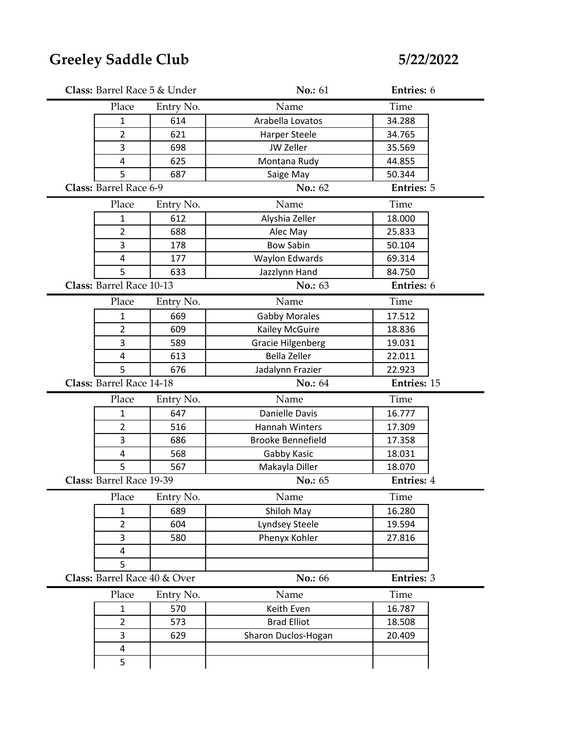# Greeley Saddle Club

**5/22/2022**

**Class:** Barrel Race 5 & Under **No.:** 61 **Entries:** 6

| Place | Entry No. | Name | Time |
|---|---|---|---|
| 1 | 614 | Arabella Lovatos | 34.288 |
| 2 | 621 | Harper Steele | 34.765 |
| 3 | 698 | JW Zeller | 35.569 |
| 4 | 625 | Montana Rudy | 44.855 |
| 5 | 687 | Saige May | 50.344 |

**Class:** Barrel Race 6-9 **No.:** 62 **Entries:** 5

| Place | Entry No. | Name | Time |
|---|---|---|---|
| 1 | 612 | Alyshia Zeller | 18.000 |
| 2 | 688 | Alec May | 25.833 |
| 3 | 178 | Bow Sabin | 50.104 |
| 4 | 177 | Waylon Edwards | 69.314 |
| 5 | 633 | Jazzlynn Hand | 84.750 |

**Class:** Barrel Race 10-13 **No.:** 63 **Entries:** 6

| Place | Entry No. | Name | Time |
|---|---|---|---|
| 1 | 669 | Gabby Morales | 17.512 |
| 2 | 609 | Kailey McGuire | 18.836 |
| 3 | 589 | Gracie Hilgenberg | 19.031 |
| 4 | 613 | Bella Zeller | 22.011 |
| 5 | 676 | Jadalynn Frazier | 22.923 |

**Class:** Barrel Race 14-18 **No.:** 64 **Entries:** 15

| Place | Entry No. | Name | Time |
|---|---|---|---|
| 1 | 647 | Danielle Davis | 16.777 |
| 2 | 516 | Hannah Winters | 17.309 |
| 3 | 686 | Brooke Bennefield | 17.358 |
| 4 | 568 | Gabby Kasic | 18.031 |
| 5 | 567 | Makayla Diller | 18.070 |

**Class:** Barrel Race 19-39 **No.:** 65 **Entries:** 4

| Place | Entry No. | Name | Time |
|---|---|---|---|
| 1 | 689 | Shiloh May | 16.280 |
| 2 | 604 | Lyndsey Steele | 19.594 |
| 3 | 580 | Phenyx Kohler | 27.816 |
| 4 | | | |
| 5 | | | |

**Class:** Barrel Race 40 & Over **No.:** 66 **Entries:** 3

| Place | Entry No. | Name | Time |
|---|---|---|---|
| 1 | 570 | Keith Even | 16.787 |
| 2 | 573 | Brad Elliot | 18.508 |
| 3 | 629 | Sharon Duclos-Hogan | 20.409 |
| 4 | | | |
| 5 | | | |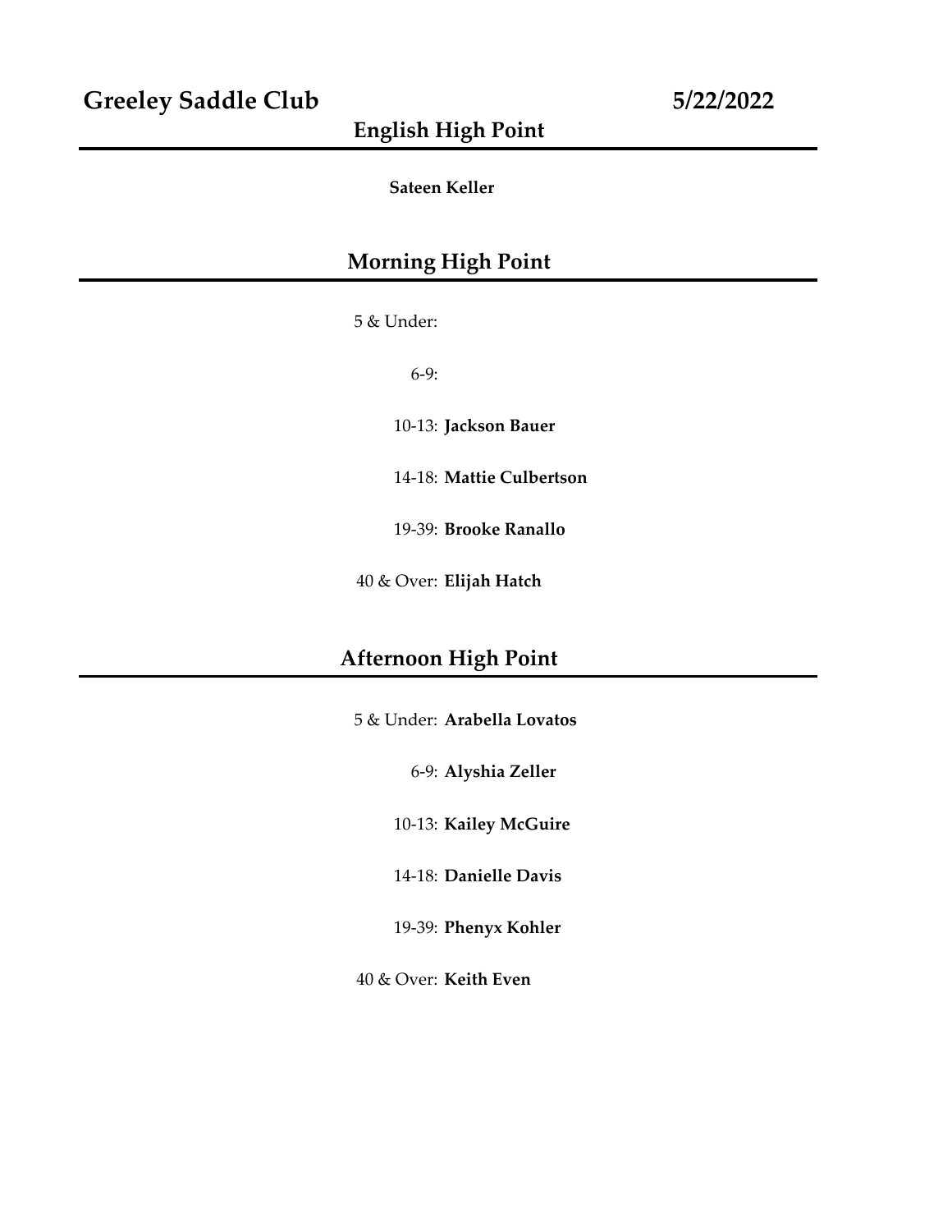# Greeley Saddle Club 5/22/2022

## English High Point

**Sateen Keller**

## Morning High Point

5 & Under:

6-9:

10-13: **Jackson Bauer**

14-18: **Mattie Culbertson**

19-39: **Brooke Ranallo**

40 & Over: **Elijah Hatch**

## Afternoon High Point

5 & Under: **Arabella Lovatos**

6-9: **Alyshia Zeller**

10-13: **Kailey McGuire**

14-18: **Danielle Davis**

19-39: **Phenyx Kohler**

40 & Over: **Keith Even**